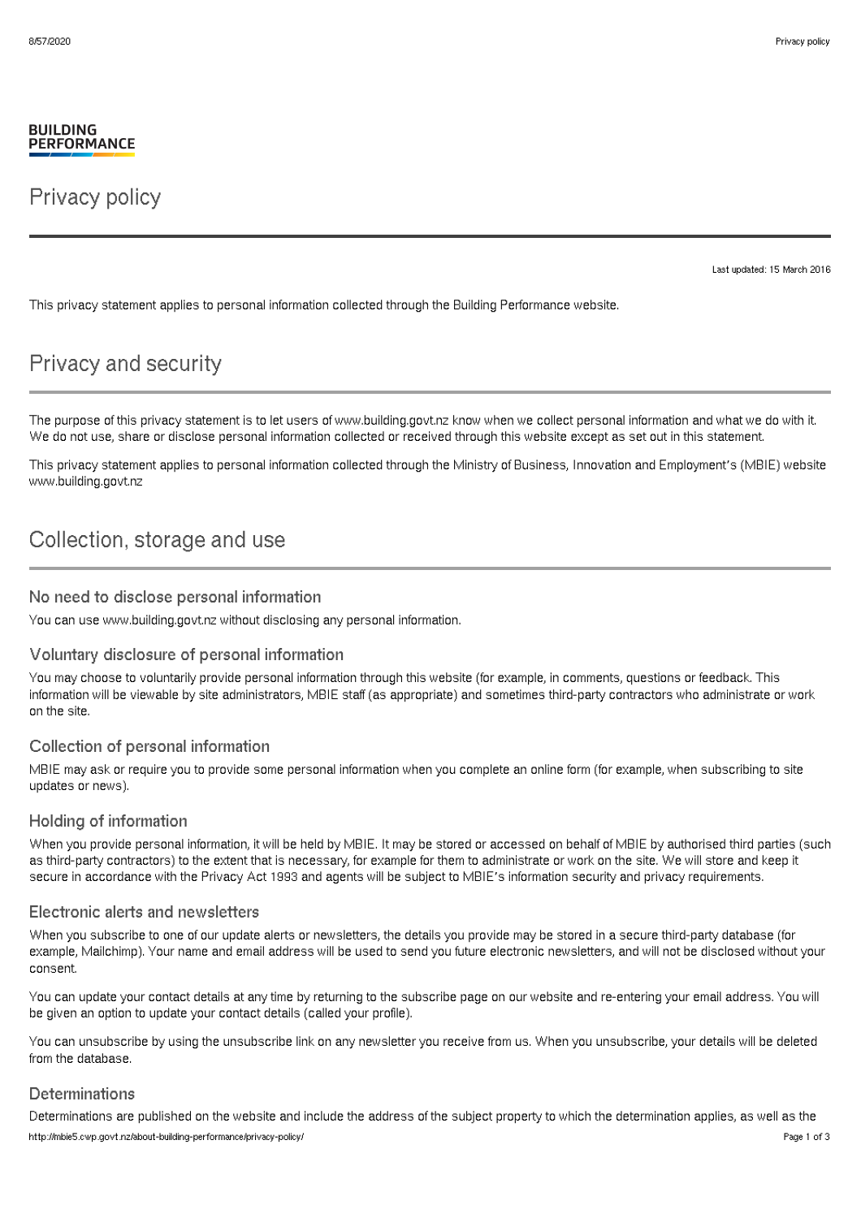BUILDING PERFORMANCE

# Privacy policy

Last updated: 15 March 2016

This privacy statement applies to personal information collected through the Building Performance website.

## Privacy and security

The purpose of this privacy statement is to let users of www.building.govt.nz know when we collect personal information and what we do with it. We do not use, share or disclose personal information collected or received through this website except as set out in this statement.

This privacy statement applies to personal information collected through the Ministry of Business, Innovation and Employment's (MBIE) website www.building.govt.nz

## Collection, storage and use

### No need to disclose personal information

You can use www.building.govt.nz without disclosing any personal information.

### Voluntary disclosure of personal information

You may choose to voluntarily provide personal information through this website (for example, in comments, questions or feedback. This information will be viewable by site administrators, MBIE staff (as appropriate) and sometimes third-party contractors who administrate or work on the site.

### Collection of personal information

MBIE may ask or require you to provide some personal information when you complete an online form (for example, when subscribing to site updates or news).

### Holding of information

When you provide personal information, it will be held by MBIE. It may be stored or accessed on behalf of MBIE by authorised third parties (such as third-party contractors) to the extent that is necessary, for example for them to administrate or work on the site. We will store and keep it secure in accordance with the Privacy Act 1993 and agents will be subject to MBIE's information security and privacy requirements.

### Electronic alerts and newsletters

When you subscribe to one of our update alerts or newsletters, the details you provide may be stored in a secure third-party database (for example, Mailchimp). Your name and email address will be used to send you future electronic newsletters, and will not be disclosed without your consent.

You can update your contact details at any time by returning to the subscribe page on our website and re-entering your email address. You will be given an option to update your contact details (called your profile).

You can unsubscribe by using the unsubscribe link on any newsletter you receive from us. When you unsubscribe, your details will be deleted from the database.

### Determinations

Determinations are published on the website and include the address of the subject property to which the determination applies, as well as the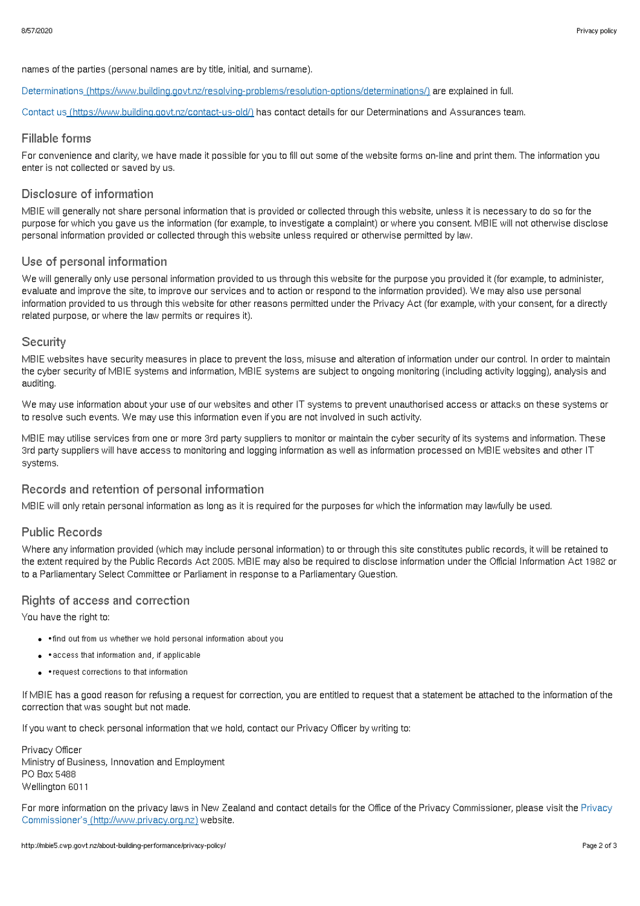names of the parties (personal names are by title, initial, and surname).

[Determinations (https://www.building.govt.nz/resolving-problems/resolution-options/determinations/)](https://www.building.govt.nz/resolving-problems/resolution-options/determinations/) are explained in full.

[Contact us (https://www.building.govt.nz/contact-us-old/)](https://www.building.govt.nz/contact-us-old/) has contact details for our Determinations and Assurances team.

## Fillable forms

For convenience and clarity, we have made it possible for you to fill out some of the website forms on-line and print them. The information you enter is not collected or saved by us.

## Disclosure of information

MBIE will generally not share personal information that is provided or collected through this website, unless it is necessary to do so for the purpose for which you gave us the information (for example, to investigate a complaint) or where you consent. MBIE will not otherwise disclose personal information provided or collected through this website unless required or otherwise permitted by law.

## Use of personal information

We will generally only use personal information provided to us through this website for the purpose you provided it (for example, to administer, evaluate and improve the site, to improve our services and to action or respond to the information provided). We may also use personal information provided to us through this website for other reasons permitted under the Privacy Act (for example, with your consent, for a directly related purpose, or where the law permits or requires it).

## Security

MBIE websites have security measures in place to prevent the loss, misuse and alteration of information under our control. In order to maintain the cyber security of MBIE systems and information, MBIE systems are subject to ongoing monitoring (including activity logging), analysis and auditing.

We may use information about your use of our websites and other IT systems to prevent unauthorised access or attacks on these systems or to resolve such events. We may use this information even if you are not involved in such activity.

MBIE may utilise services from one or more 3rd party suppliers to monitor or maintain the cyber security of its systems and information. These 3rd party suppliers will have access to monitoring and logging information as well as information processed on MBIE websites and other IT systems.

## Records and retention of personal information

MBIE will only retain personal information as long as it is required for the purposes for which the information may lawfully be used.

## Public Records

Where any information provided (which may include personal information) to or through this site constitutes public records, it will be retained to the extent required by the Public Records Act 2005. MBIE may also be required to disclose information under the Official Information Act 1982 or to a Parliamentary Select Committee or Parliament in response to a Parliamentary Question.

## Rights of access and correction

You have the right to:

- •find out from us whether we hold personal information about you
- •access that information and, if applicable
- •request corrections to that information

If MBIE has a good reason for refusing a request for correction, you are entitled to request that a statement be attached to the information of the correction that was sought but not made.

If you want to check personal information that we hold, contact our Privacy Officer by writing to:

Privacy Officer
Ministry of Business, Innovation and Employment
PO Box 5488
Wellington 6011

For more information on the privacy laws in New Zealand and contact details for the Office of the Privacy Commissioner, please visit the [Privacy Commissioner's (http://www.privacy.org.nz)](http://www.privacy.org.nz) website.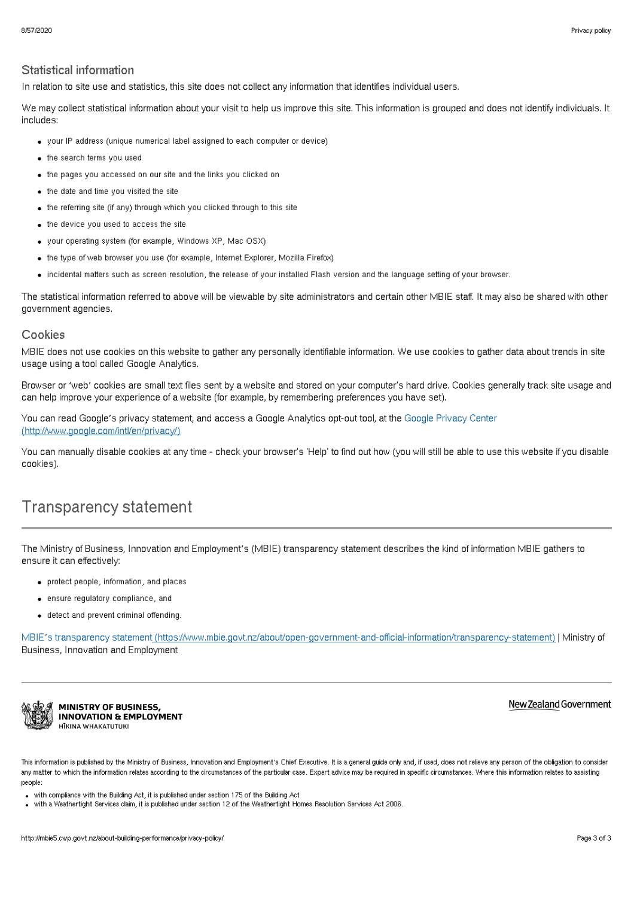### Statistical information

In relation to site use and statistics, this site does not collect any information that identifies individual users.

We may collect statistical information about your visit to help us improve this site. This information is grouped and does not identify individuals. It includes:

- your IP address (unique numerical label assigned to each computer or device)
- the search terms you used
- the pages you accessed on our site and the links you clicked on
- the date and time you visited the site
- the referring site (if any) through which you clicked through to this site
- the device you used to access the site
- your operating system (for example, Windows XP, Mac OSX)
- the type of web browser you use (for example, Internet Explorer, Mozilla Firefox)
- incidental matters such as screen resolution, the release of your installed Flash version and the language setting of your browser.

The statistical information referred to above will be viewable by site administrators and certain other MBIE staff. It may also be shared with other government agencies.

### Cookies

MBIE does not use cookies on this website to gather any personally identifiable information. We use cookies to gather data about trends in site usage using a tool called Google Analytics.

Browser or 'web' cookies are small text files sent by a website and stored on your computer's hard drive. Cookies generally track site usage and can help improve your experience of a website (for example, by remembering preferences you have set).

You can read Google's privacy statement, and access a Google Analytics opt-out tool, at the Google Privacy Center (http://www.google.com/intl/en/privacy/)

You can manually disable cookies at any time - check your browser's 'Help' to find out how (you will still be able to use this website if you disable cookies).

## Transparency statement

The Ministry of Business, Innovation and Employment's (MBIE) transparency statement describes the kind of information MBIE gathers to ensure it can effectively:

- protect people, information, and places
- ensure regulatory compliance, and
- detect and prevent criminal offending.

MBIE's transparency statement (https://www.mbie.govt.nz/about/open-government-and-official-information/transparency-statement) | Ministry of Business, Innovation and Employment

**MINISTRY OF BUSINESS, INNOVATION & EMPLOYMENT**
HĪKINA WHAKATUTUKI

New Zealand Government

This information is published by the Ministry of Business, Innovation and Employment's Chief Executive. It is a general guide only and, if used, does not relieve any person of the obligation to consider any matter to which the information relates according to the circumstances of the particular case. Expert advice may be required in specific circumstances. Where this information relates to assisting people:

- with compliance with the Building Act, it is published under section 175 of the Building Act
- with a Weathertight Services claim, it is published under section 12 of the Weathertight Homes Resolution Services Act 2006.